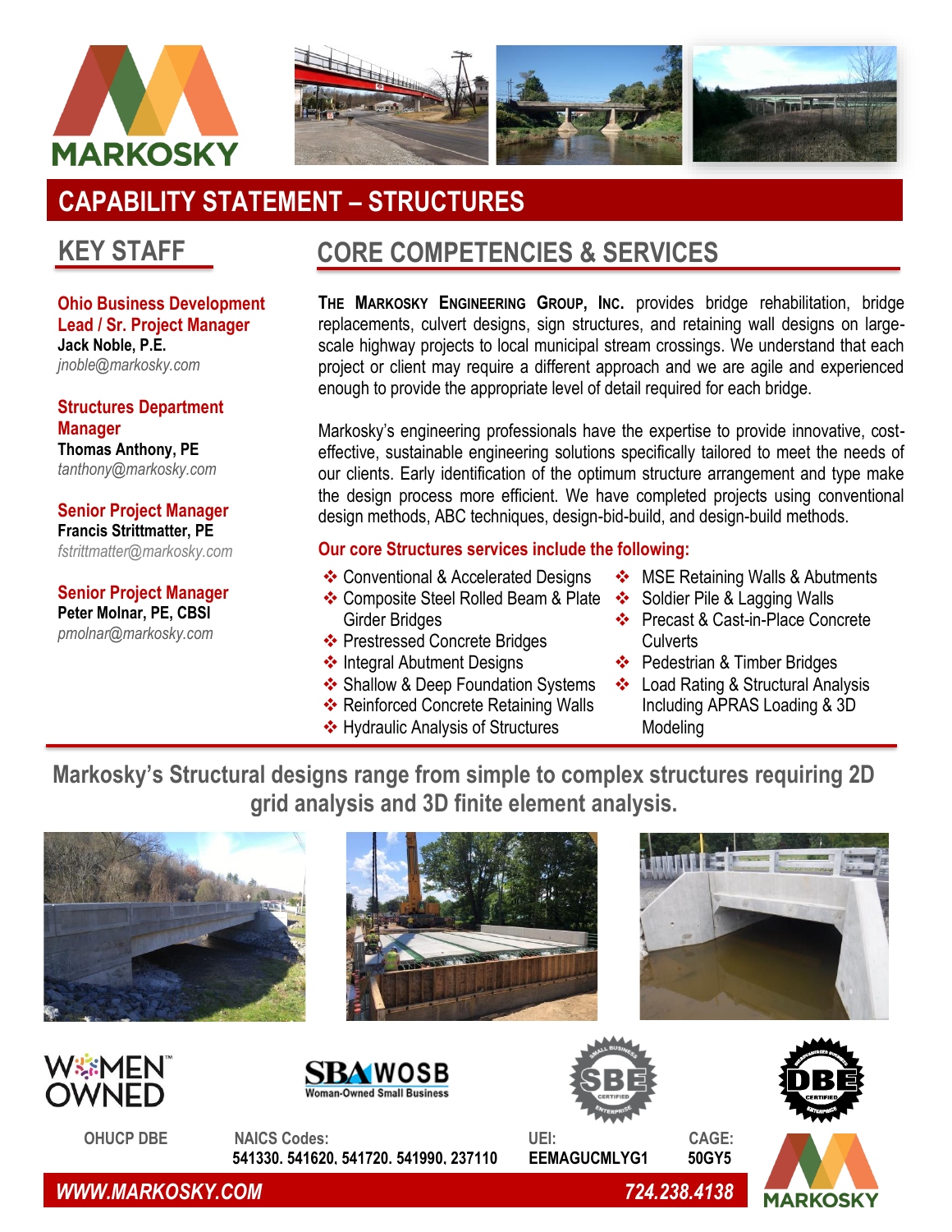MARKOSKY

# CAPABILITY STATEMENT – STRUCTURES

## KEY STAFF

**Ohio Business Development Lead / Sr. Project Manager**
**Jack Noble, P.E.**
*jnoble@markosky.com*

**Structures Department Manager**
**Thomas Anthony, PE**
*tanthony@markosky.com*

**Senior Project Manager**
**Francis Strittmatter, PE**
*fstrittmatter@markosky.com*

**Senior Project Manager**
**Peter Molnar, PE, CBSI**
*pmolnar@markosky.com*

## CORE COMPETENCIES & SERVICES

**The Markosky Engineering Group, Inc.** provides bridge rehabilitation, bridge replacements, culvert designs, sign structures, and retaining wall designs on large-scale highway projects to local municipal stream crossings. We understand that each project or client may require a different approach and we are agile and experienced enough to provide the appropriate level of detail required for each bridge.

Markosky's engineering professionals have the expertise to provide innovative, cost-effective, sustainable engineering solutions specifically tailored to meet the needs of our clients. Early identification of the optimum structure arrangement and type make the design process more efficient. We have completed projects using conventional design methods, ABC techniques, design-bid-build, and design-build methods.

**Our core Structures services include the following:**

- Conventional & Accelerated Designs
- Composite Steel Rolled Beam & Plate Girder Bridges
- Prestressed Concrete Bridges
- Integral Abutment Designs
- Shallow & Deep Foundation Systems
- Reinforced Concrete Retaining Walls
- Hydraulic Analysis of Structures
- MSE Retaining Walls & Abutments
- Soldier Pile & Lagging Walls
- Precast & Cast-in-Place Concrete Culverts
- Pedestrian & Timber Bridges
- Load Rating & Structural Analysis Including APRAS Loading & 3D Modeling

**Markosky's Structural designs range from simple to complex structures requiring 2D grid analysis and 3D finite element analysis.**

WOMEN OWNED | SBA WOSB Woman-Owned Small Business | SBE CERTIFIED | DBE CERTIFIED

OHUCP DBE

**NAICS Codes:** 541330, 541620, 541720, 541990, 237110

**UEI:** EEMAGUCMLYG1

**CAGE:** 50GY5

*WWW.MARKOSKY.COM* | *724.238.4138*

MARKOSKY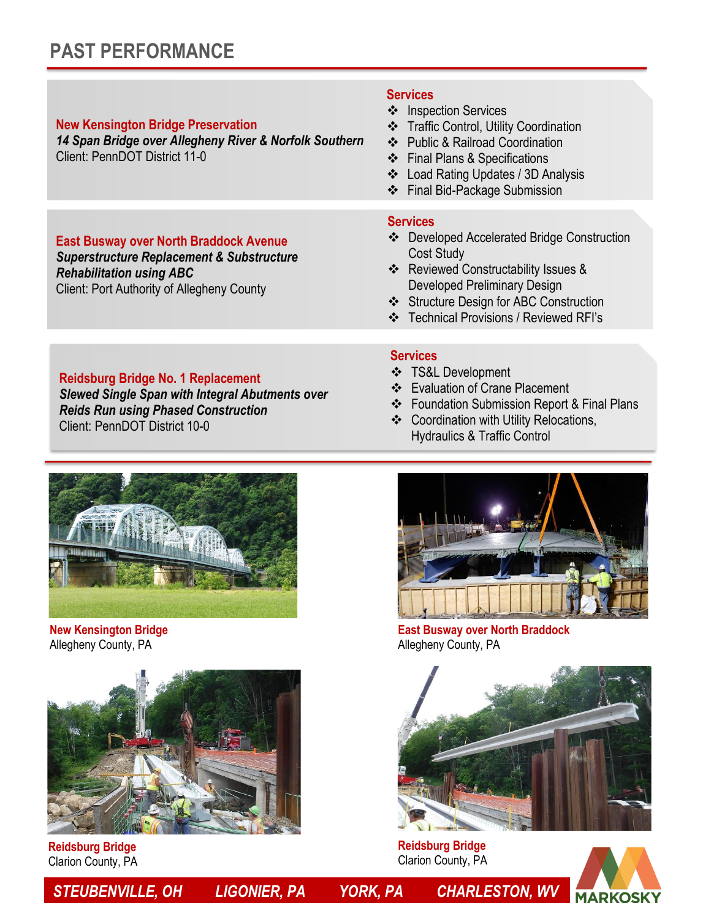## PAST PERFORMANCE

**New Kensington Bridge Preservation**
***14 Span Bridge over Allegheny River & Norfolk Southern***
Client: PennDOT District 11-0

**Services**
- Inspection Services
- Traffic Control, Utility Coordination
- Public & Railroad Coordination
- Final Plans & Specifications
- Load Rating Updates / 3D Analysis
- Final Bid-Package Submission

**East Busway over North Braddock Avenue**
***Superstructure Replacement & Substructure Rehabilitation using ABC***
Client: Port Authority of Allegheny County

**Services**
- Developed Accelerated Bridge Construction Cost Study
- Reviewed Constructability Issues & Developed Preliminary Design
- Structure Design for ABC Construction
- Technical Provisions / Reviewed RFI's

**Reidsburg Bridge No. 1 Replacement**
***Slewed Single Span with Integral Abutments over Reids Run using Phased Construction***
Client: PennDOT District 10-0

**Services**
- TS&L Development
- Evaluation of Crane Placement
- Foundation Submission Report & Final Plans
- Coordination with Utility Relocations, Hydraulics & Traffic Control

**New Kensington Bridge**
Allegheny County, PA

**East Busway over North Braddock**
Allegheny County, PA

**Reidsburg Bridge**
Clarion County, PA

**Reidsburg Bridge**
Clarion County, PA

***STEUBENVILLE, OH LIGONIER, PA YORK, PA CHARLESTON, WV***

MARKOSKY